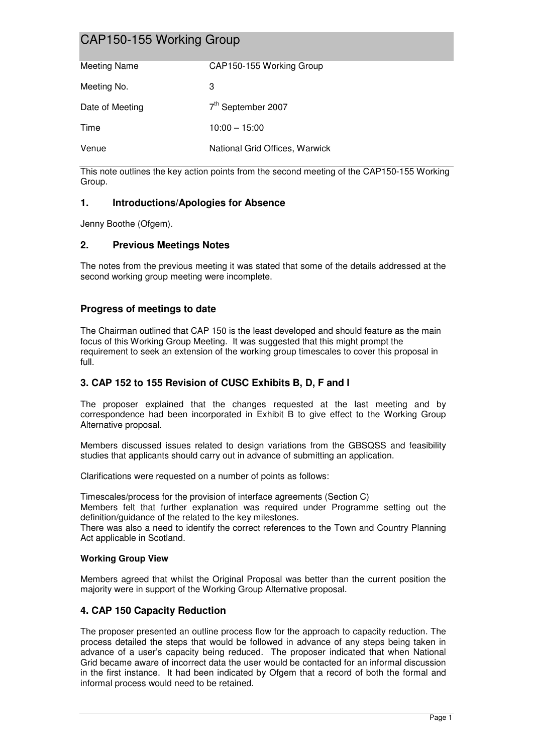# CAP150-155 Working Group

| Meeting Name | CAP150-155 Working Group |
|---|---|
| Meeting No. | 3 |
| Date of Meeting | 7th September 2007 |
| Time | 10:00 – 15:00 |
| Venue | National Grid Offices, Warwick |

This note outlines the key action points from the second meeting of the CAP150-155 Working Group.

## 1. Introductions/Apologies for Absence

Jenny Boothe (Ofgem).

## 2. Previous Meetings Notes

The notes from the previous meeting it was stated that some of the details addressed at the second working group meeting were incomplete.

### Progress of meetings to date

The Chairman outlined that CAP 150 is the least developed and should feature as the main focus of this Working Group Meeting. It was suggested that this might prompt the requirement to seek an extension of the working group timescales to cover this proposal in full.

## 3. CAP 152 to 155 Revision of CUSC Exhibits B, D, F and I

The proposer explained that the changes requested at the last meeting and by correspondence had been incorporated in Exhibit B to give effect to the Working Group Alternative proposal.

Members discussed issues related to design variations from the GBSQSS and feasibility studies that applicants should carry out in advance of submitting an application.

Clarifications were requested on a number of points as follows:

Timescales/process for the provision of interface agreements (Section C)
Members felt that further explanation was required under Programme setting out the definition/guidance of the related to the key milestones.
There was also a need to identify the correct references to the Town and Country Planning Act applicable in Scotland.

#### Working Group View

Members agreed that whilst the Original Proposal was better than the current position the majority were in support of the Working Group Alternative proposal.

## 4. CAP 150 Capacity Reduction

The proposer presented an outline process flow for the approach to capacity reduction. The process detailed the steps that would be followed in advance of any steps being taken in advance of a user's capacity being reduced. The proposer indicated that when National Grid became aware of incorrect data the user would be contacted for an informal discussion in the first instance. It had been indicated by Ofgem that a record of both the formal and informal process would need to be retained.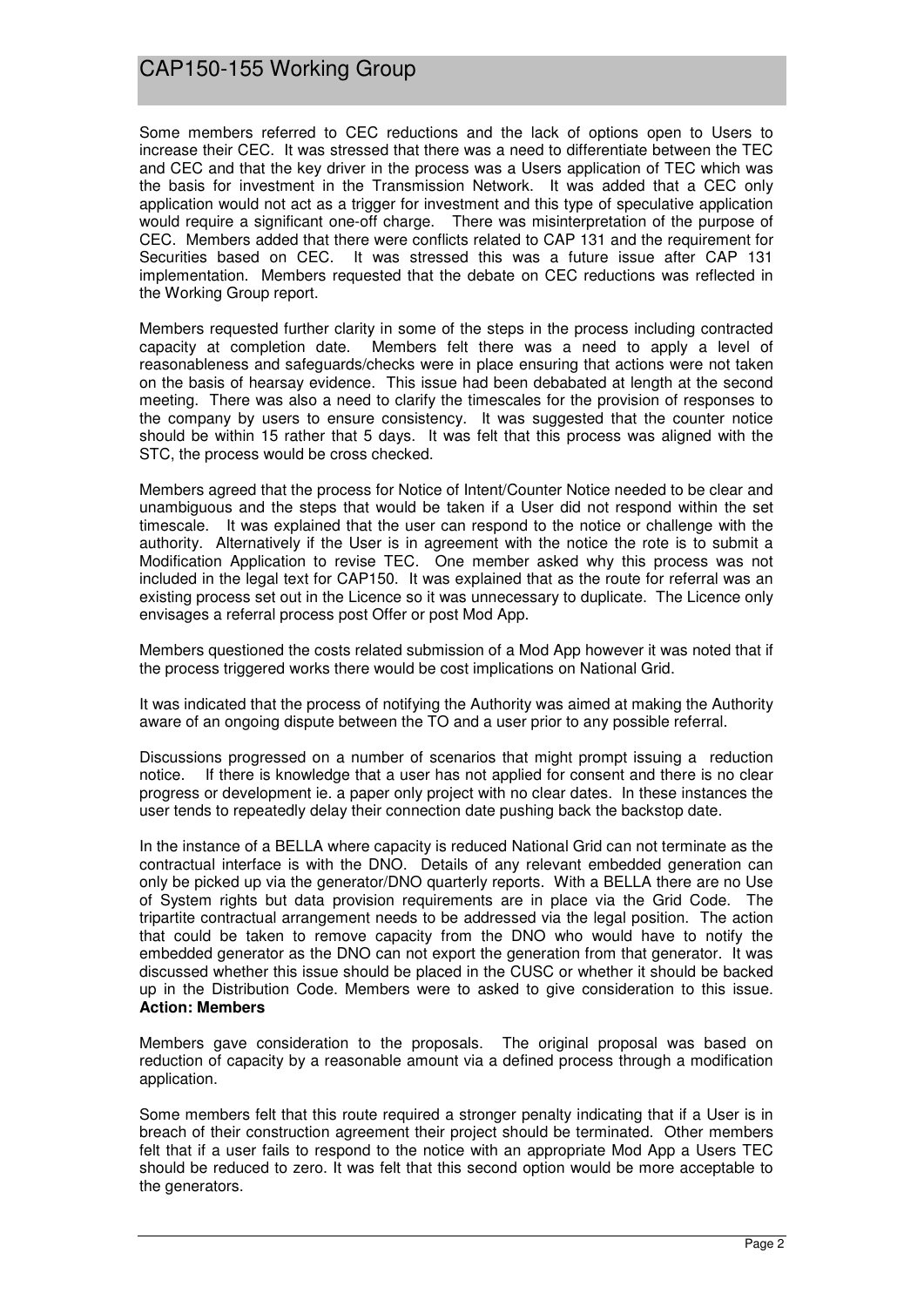Some members referred to CEC reductions and the lack of options open to Users to increase their CEC. It was stressed that there was a need to differentiate between the TEC and CEC and that the key driver in the process was a Users application of TEC which was the basis for investment in the Transmission Network. It was added that a CEC only application would not act as a trigger for investment and this type of speculative application would require a significant one-off charge. There was misinterpretation of the purpose of CEC. Members added that there were conflicts related to CAP 131 and the requirement for Securities based on CEC. It was stressed this was a future issue after CAP 131 implementation. Members requested that the debate on CEC reductions was reflected in the Working Group report.

Members requested further clarity in some of the steps in the process including contracted capacity at completion date. Members felt there was a need to apply a level of reasonableness and safeguards/checks were in place ensuring that actions were not taken on the basis of hearsay evidence. This issue had been debabated at length at the second meeting. There was also a need to clarify the timescales for the provision of responses to the company by users to ensure consistency. It was suggested that the counter notice should be within 15 rather that 5 days. It was felt that this process was aligned with the STC, the process would be cross checked.

Members agreed that the process for Notice of Intent/Counter Notice needed to be clear and unambiguous and the steps that would be taken if a User did not respond within the set timescale. It was explained that the user can respond to the notice or challenge with the authority. Alternatively if the User is in agreement with the notice the rote is to submit a Modification Application to revise TEC. One member asked why this process was not included in the legal text for CAP150. It was explained that as the route for referral was an existing process set out in the Licence so it was unnecessary to duplicate. The Licence only envisages a referral process post Offer or post Mod App.

Members questioned the costs related submission of a Mod App however it was noted that if the process triggered works there would be cost implications on National Grid.

It was indicated that the process of notifying the Authority was aimed at making the Authority aware of an ongoing dispute between the TO and a user prior to any possible referral.

Discussions progressed on a number of scenarios that might prompt issuing a reduction notice. If there is knowledge that a user has not applied for consent and there is no clear progress or development ie. a paper only project with no clear dates. In these instances the user tends to repeatedly delay their connection date pushing back the backstop date.

In the instance of a BELLA where capacity is reduced National Grid can not terminate as the contractual interface is with the DNO. Details of any relevant embedded generation can only be picked up via the generator/DNO quarterly reports. With a BELLA there are no Use of System rights but data provision requirements are in place via the Grid Code. The tripartite contractual arrangement needs to be addressed via the legal position. The action that could be taken to remove capacity from the DNO who would have to notify the embedded generator as the DNO can not export the generation from that generator. It was discussed whether this issue should be placed in the CUSC or whether it should be backed up in the Distribution Code. Members were to asked to give consideration to this issue. **Action: Members**

Members gave consideration to the proposals. The original proposal was based on reduction of capacity by a reasonable amount via a defined process through a modification application.

Some members felt that this route required a stronger penalty indicating that if a User is in breach of their construction agreement their project should be terminated. Other members felt that if a user fails to respond to the notice with an appropriate Mod App a Users TEC should be reduced to zero. It was felt that this second option would be more acceptable to the generators.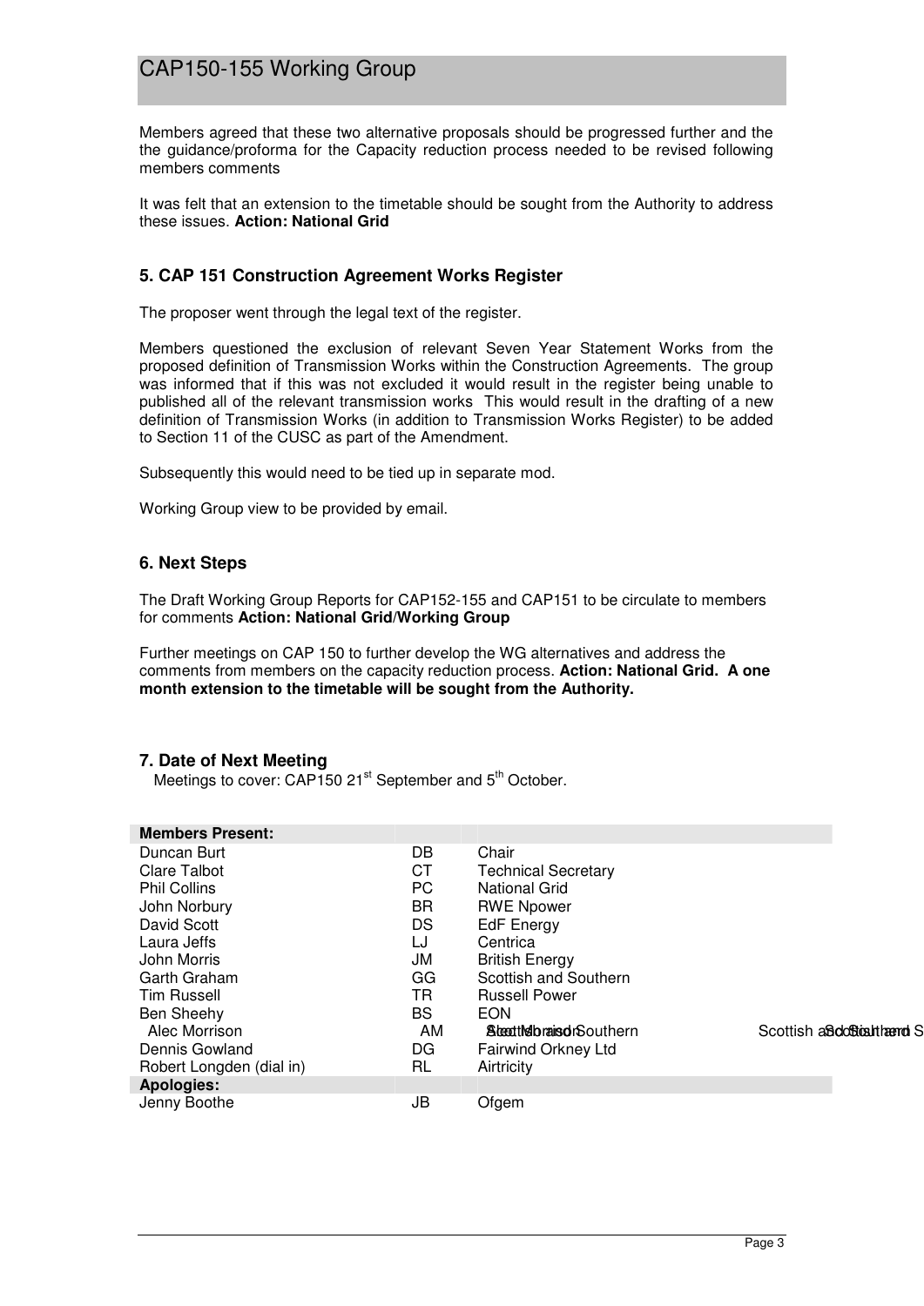Members agreed that these two alternative proposals should be progressed further and the the guidance/proforma for the Capacity reduction process needed to be revised following members comments

It was felt that an extension to the timetable should be sought from the Authority to address these issues. **Action: National Grid**

### 5. CAP 151 Construction Agreement Works Register

The proposer went through the legal text of the register.

Members questioned the exclusion of relevant Seven Year Statement Works from the proposed definition of Transmission Works within the Construction Agreements. The group was informed that if this was not excluded it would result in the register being unable to published all of the relevant transmission works This would result in the drafting of a new definition of Transmission Works (in addition to Transmission Works Register) to be added to Section 11 of the CUSC as part of the Amendment.

Subsequently this would need to be tied up in separate mod.

Working Group view to be provided by email.

### 6. Next Steps

The Draft Working Group Reports for CAP152-155 and CAP151 to be circulate to members for comments **Action: National Grid/Working Group**

Further meetings on CAP 150 to further develop the WG alternatives and address the comments from members on the capacity reduction process. **Action: National Grid. A one month extension to the timetable will be sought from the Authority.**

### 7. Date of Next Meeting

Meetings to cover: CAP150 21st September and 5th October.

| **Members Present:** | | |
|---|---|---|
| Duncan Burt | DB | Chair |
| Clare Talbot | CT | Technical Secretary |
| Phil Collins | PC | National Grid |
| John Norbury | BR | RWE Npower |
| David Scott | DS | EdF Energy |
| Laura Jeffs | LJ | Centrica |
| John Morris | JM | British Energy |
| Garth Graham | GG | Scottish and Southern |
| Tim Russell | TR | Russell Power |
| Ben Sheehy | BS | EON |
| Alec Morrison | AM | Scottish and Southern |
| Dennis Gowland | DG | Fairwind Orkney Ltd |
| Robert Longden (dial in) | RL | Airtricity |
| **Apologies:** | | |
| Jenny Boothe | JB | Ofgem |